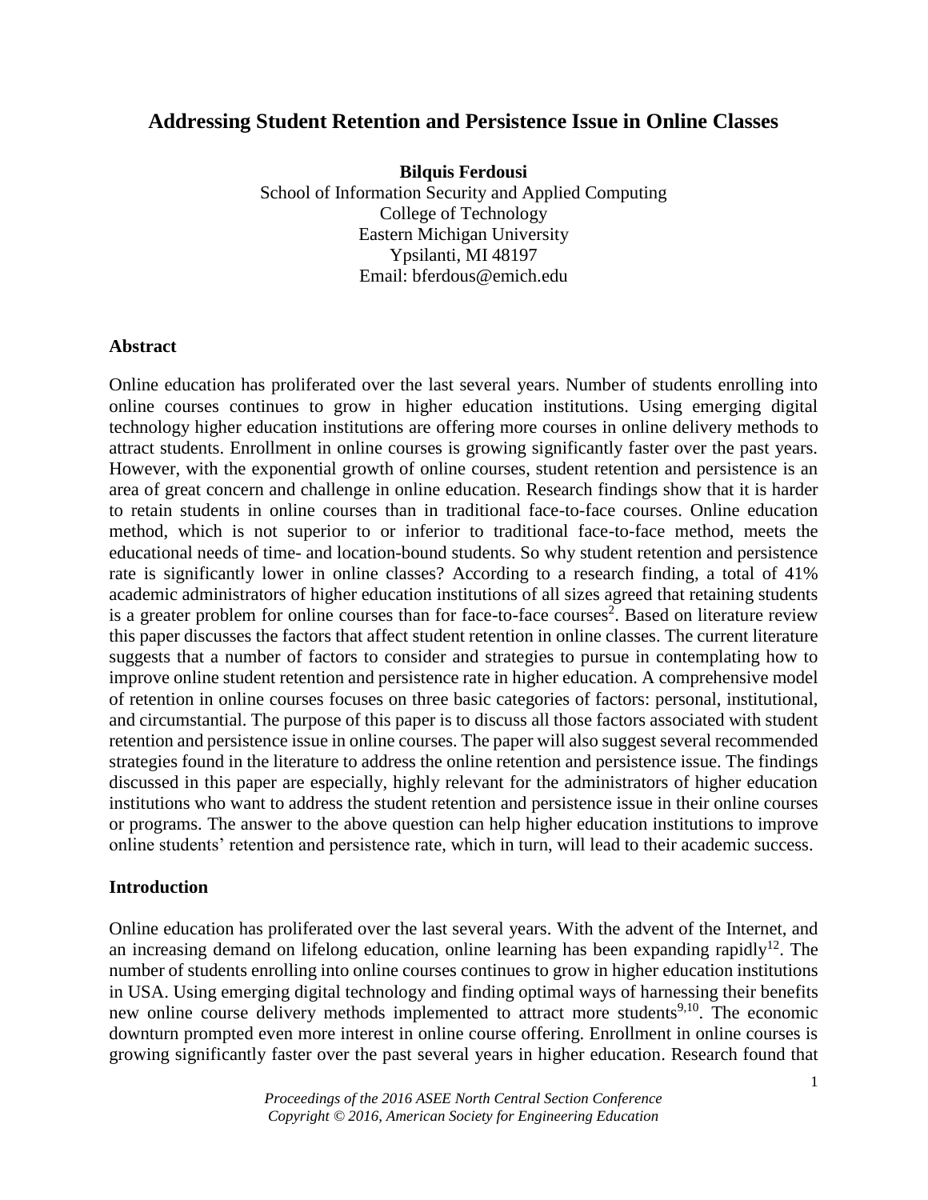# Addressing Student Retention and Persistence Issue in Online Classes

**Bilquis Ferdousi**
School of Information Security and Applied Computing
College of Technology
Eastern Michigan University
Ypsilanti, MI 48197
Email: bferdous@emich.edu

## Abstract

Online education has proliferated over the last several years. Number of students enrolling into online courses continues to grow in higher education institutions. Using emerging digital technology higher education institutions are offering more courses in online delivery methods to attract students. Enrollment in online courses is growing significantly faster over the past years. However, with the exponential growth of online courses, student retention and persistence is an area of great concern and challenge in online education. Research findings show that it is harder to retain students in online courses than in traditional face-to-face courses. Online education method, which is not superior to or inferior to traditional face-to-face method, meets the educational needs of time- and location-bound students. So why student retention and persistence rate is significantly lower in online classes? According to a research finding, a total of 41% academic administrators of higher education institutions of all sizes agreed that retaining students is a greater problem for online courses than for face-to-face courses[2]. Based on literature review this paper discusses the factors that affect student retention in online classes. The current literature suggests that a number of factors to consider and strategies to pursue in contemplating how to improve online student retention and persistence rate in higher education. A comprehensive model of retention in online courses focuses on three basic categories of factors: personal, institutional, and circumstantial. The purpose of this paper is to discuss all those factors associated with student retention and persistence issue in online courses. The paper will also suggest several recommended strategies found in the literature to address the online retention and persistence issue. The findings discussed in this paper are especially, highly relevant for the administrators of higher education institutions who want to address the student retention and persistence issue in their online courses or programs. The answer to the above question can help higher education institutions to improve online students' retention and persistence rate, which in turn, will lead to their academic success.

## Introduction

Online education has proliferated over the last several years. With the advent of the Internet, and an increasing demand on lifelong education, online learning has been expanding rapidly[12]. The number of students enrolling into online courses continues to grow in higher education institutions in USA. Using emerging digital technology and finding optimal ways of harnessing their benefits new online course delivery methods implemented to attract more students[9,10]. The economic downturn prompted even more interest in online course offering. Enrollment in online courses is growing significantly faster over the past several years in higher education. Research found that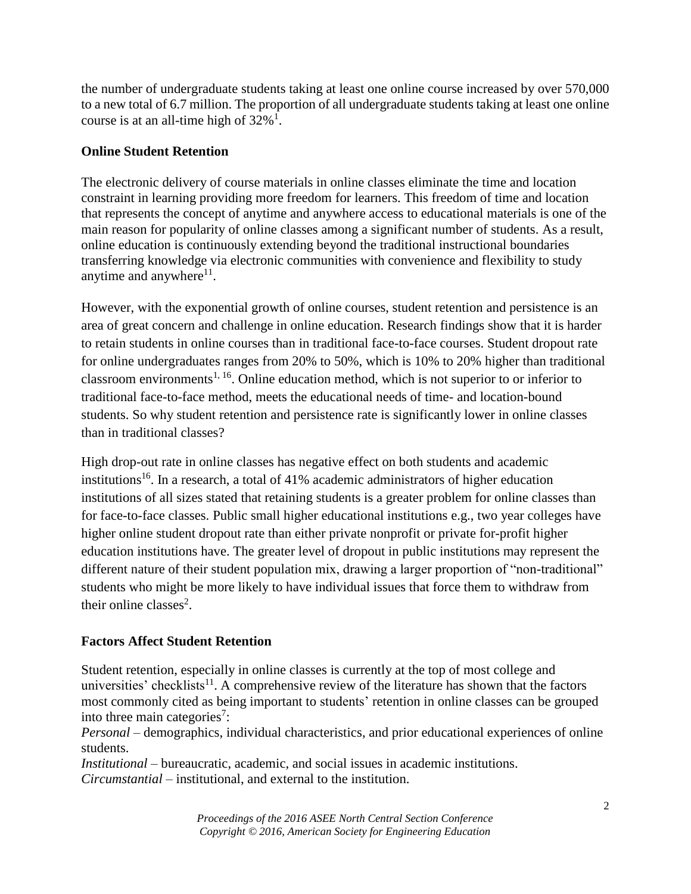the number of undergraduate students taking at least one online course increased by over 570,000 to a new total of 6.7 million. The proportion of all undergraduate students taking at least one online course is at an all-time high of 32%[1].

## Online Student Retention

The electronic delivery of course materials in online classes eliminate the time and location constraint in learning providing more freedom for learners. This freedom of time and location that represents the concept of anytime and anywhere access to educational materials is one of the main reason for popularity of online classes among a significant number of students. As a result, online education is continuously extending beyond the traditional instructional boundaries transferring knowledge via electronic communities with convenience and flexibility to study anytime and anywhere[11].

However, with the exponential growth of online courses, student retention and persistence is an area of great concern and challenge in online education. Research findings show that it is harder to retain students in online courses than in traditional face-to-face courses. Student dropout rate for online undergraduates ranges from 20% to 50%, which is 10% to 20% higher than traditional classroom environments[1, 16]. Online education method, which is not superior to or inferior to traditional face-to-face method, meets the educational needs of time- and location-bound students. So why student retention and persistence rate is significantly lower in online classes than in traditional classes?

High drop-out rate in online classes has negative effect on both students and academic institutions[16]. In a research, a total of 41% academic administrators of higher education institutions of all sizes stated that retaining students is a greater problem for online classes than for face-to-face classes. Public small higher educational institutions e.g., two year colleges have higher online student dropout rate than either private nonprofit or private for-profit higher education institutions have. The greater level of dropout in public institutions may represent the different nature of their student population mix, drawing a larger proportion of "non-traditional" students who might be more likely to have individual issues that force them to withdraw from their online classes[2].

## Factors Affect Student Retention

Student retention, especially in online classes is currently at the top of most college and universities' checklists[11]. A comprehensive review of the literature has shown that the factors most commonly cited as being important to students' retention in online classes can be grouped into three main categories[7]:

*Personal* – demographics, individual characteristics, and prior educational experiences of online students.

*Institutional* – bureaucratic, academic, and social issues in academic institutions.

*Circumstantial* – institutional, and external to the institution.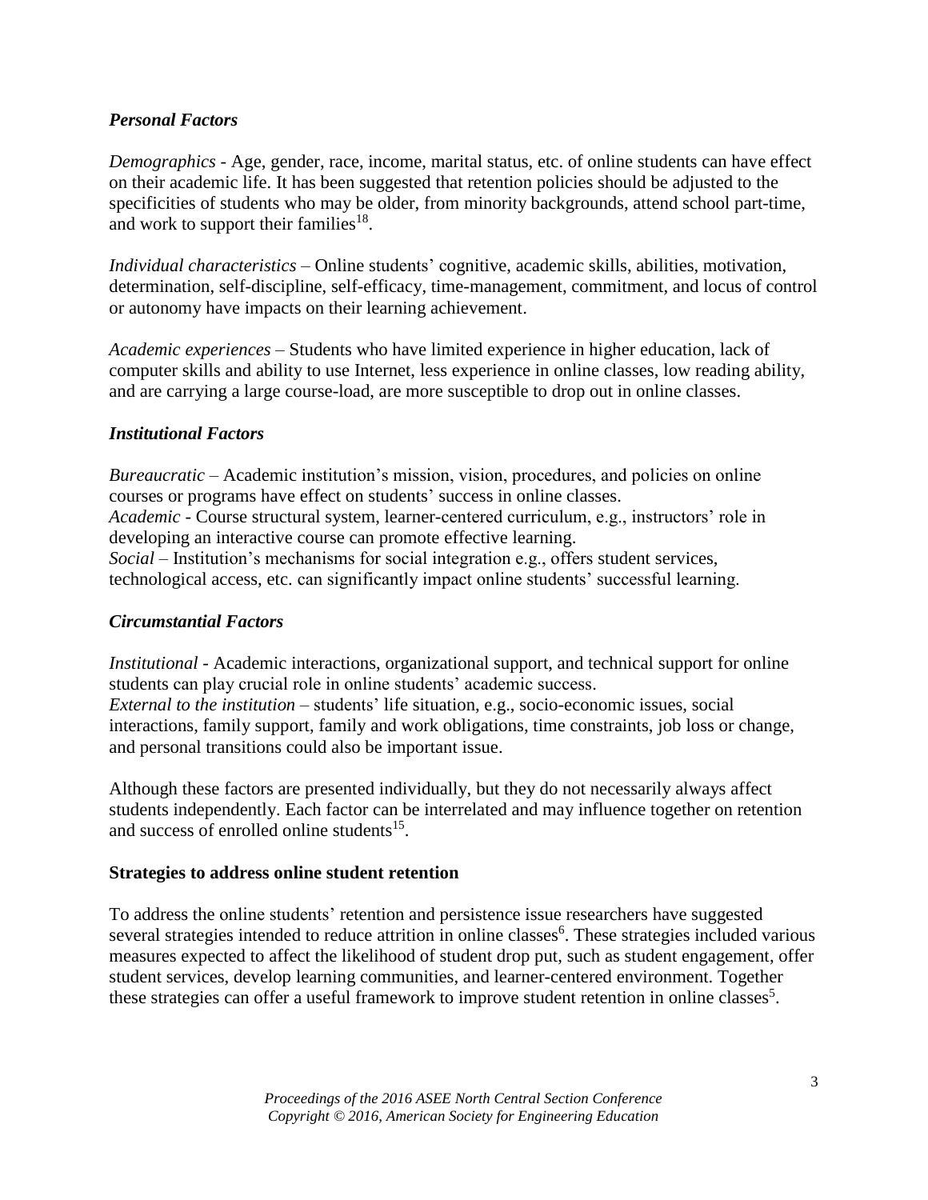### *Personal Factors*

*Demographics* - Age, gender, race, income, marital status, etc. of online students can have effect on their academic life. It has been suggested that retention policies should be adjusted to the specificities of students who may be older, from minority backgrounds, attend school part-time, and work to support their families[18].

*Individual characteristics* – Online students' cognitive, academic skills, abilities, motivation, determination, self-discipline, self-efficacy, time-management, commitment, and locus of control or autonomy have impacts on their learning achievement.

*Academic experiences* – Students who have limited experience in higher education, lack of computer skills and ability to use Internet, less experience in online classes, low reading ability, and are carrying a large course-load, are more susceptible to drop out in online classes.

### *Institutional Factors*

*Bureaucratic* – Academic institution's mission, vision, procedures, and policies on online courses or programs have effect on students' success in online classes.
*Academic* - Course structural system, learner-centered curriculum, e.g., instructors' role in developing an interactive course can promote effective learning.
*Social* – Institution's mechanisms for social integration e.g., offers student services, technological access, etc. can significantly impact online students' successful learning.

### *Circumstantial Factors*

*Institutional* - Academic interactions, organizational support, and technical support for online students can play crucial role in online students' academic success.
*External to the institution* – students' life situation, e.g., socio-economic issues, social interactions, family support, family and work obligations, time constraints, job loss or change, and personal transitions could also be important issue.

Although these factors are presented individually, but they do not necessarily always affect students independently. Each factor can be interrelated and may influence together on retention and success of enrolled online students[15].

## **Strategies to address online student retention**

To address the online students' retention and persistence issue researchers have suggested several strategies intended to reduce attrition in online classes[6]. These strategies included various measures expected to affect the likelihood of student drop put, such as student engagement, offer student services, develop learning communities, and learner-centered environment. Together these strategies can offer a useful framework to improve student retention in online classes[5].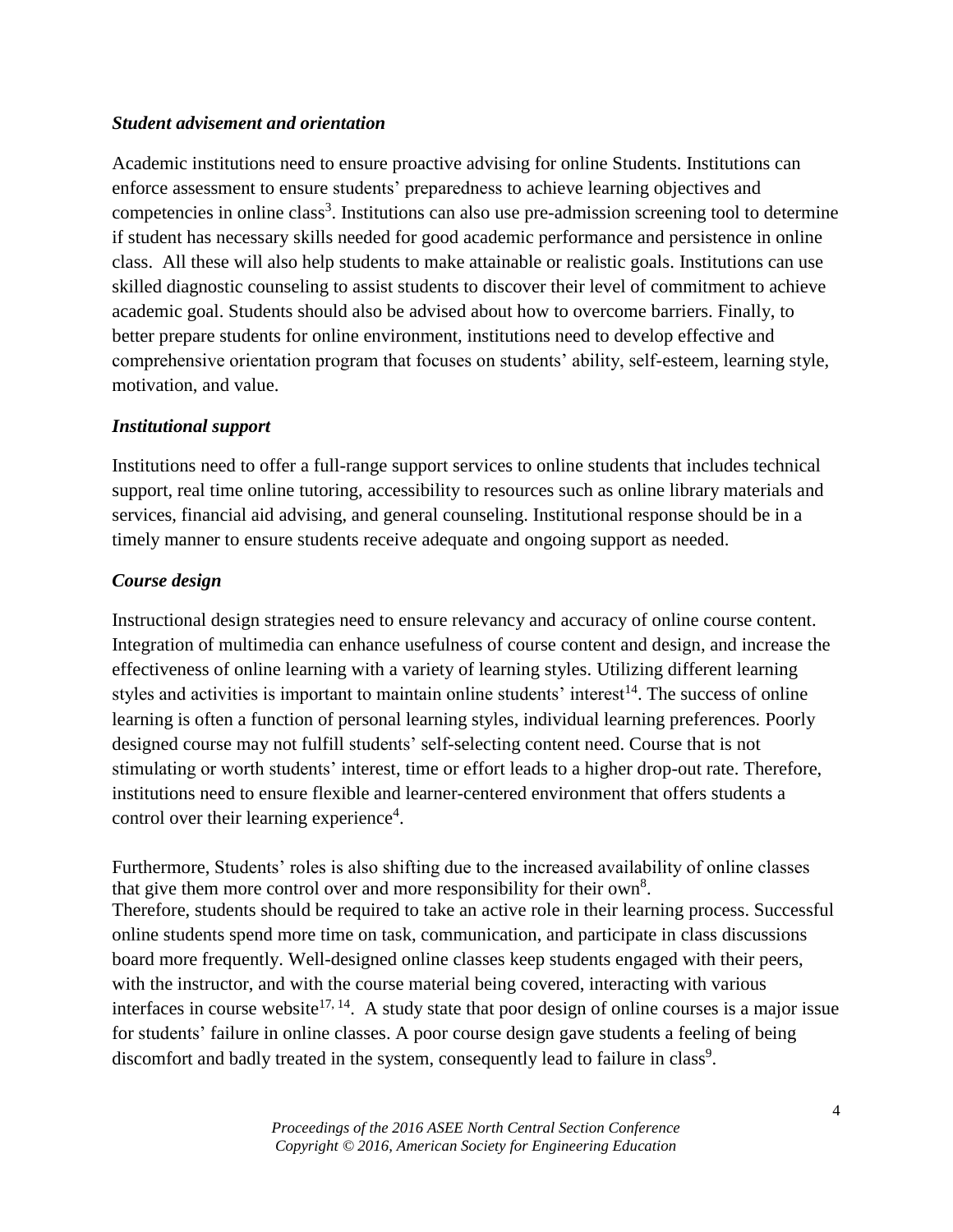### *Student advisement and orientation*

Academic institutions need to ensure proactive advising for online Students. Institutions can enforce assessment to ensure students' preparedness to achieve learning objectives and competencies in online class[3]. Institutions can also use pre-admission screening tool to determine if student has necessary skills needed for good academic performance and persistence in online class. All these will also help students to make attainable or realistic goals. Institutions can use skilled diagnostic counseling to assist students to discover their level of commitment to achieve academic goal. Students should also be advised about how to overcome barriers. Finally, to better prepare students for online environment, institutions need to develop effective and comprehensive orientation program that focuses on students' ability, self-esteem, learning style, motivation, and value.

### *Institutional support*

Institutions need to offer a full-range support services to online students that includes technical support, real time online tutoring, accessibility to resources such as online library materials and services, financial aid advising, and general counseling. Institutional response should be in a timely manner to ensure students receive adequate and ongoing support as needed.

### *Course design*

Instructional design strategies need to ensure relevancy and accuracy of online course content. Integration of multimedia can enhance usefulness of course content and design, and increase the effectiveness of online learning with a variety of learning styles. Utilizing different learning styles and activities is important to maintain online students' interest[14]. The success of online learning is often a function of personal learning styles, individual learning preferences. Poorly designed course may not fulfill students' self-selecting content need. Course that is not stimulating or worth students' interest, time or effort leads to a higher drop-out rate. Therefore, institutions need to ensure flexible and learner-centered environment that offers students a control over their learning experience[4].

Furthermore, Students' roles is also shifting due to the increased availability of online classes that give them more control over and more responsibility for their own[8].
Therefore, students should be required to take an active role in their learning process. Successful online students spend more time on task, communication, and participate in class discussions board more frequently. Well-designed online classes keep students engaged with their peers, with the instructor, and with the course material being covered, interacting with various interfaces in course website[17, 14]. A study state that poor design of online courses is a major issue for students' failure in online classes. A poor course design gave students a feeling of being discomfort and badly treated in the system, consequently lead to failure in class[9].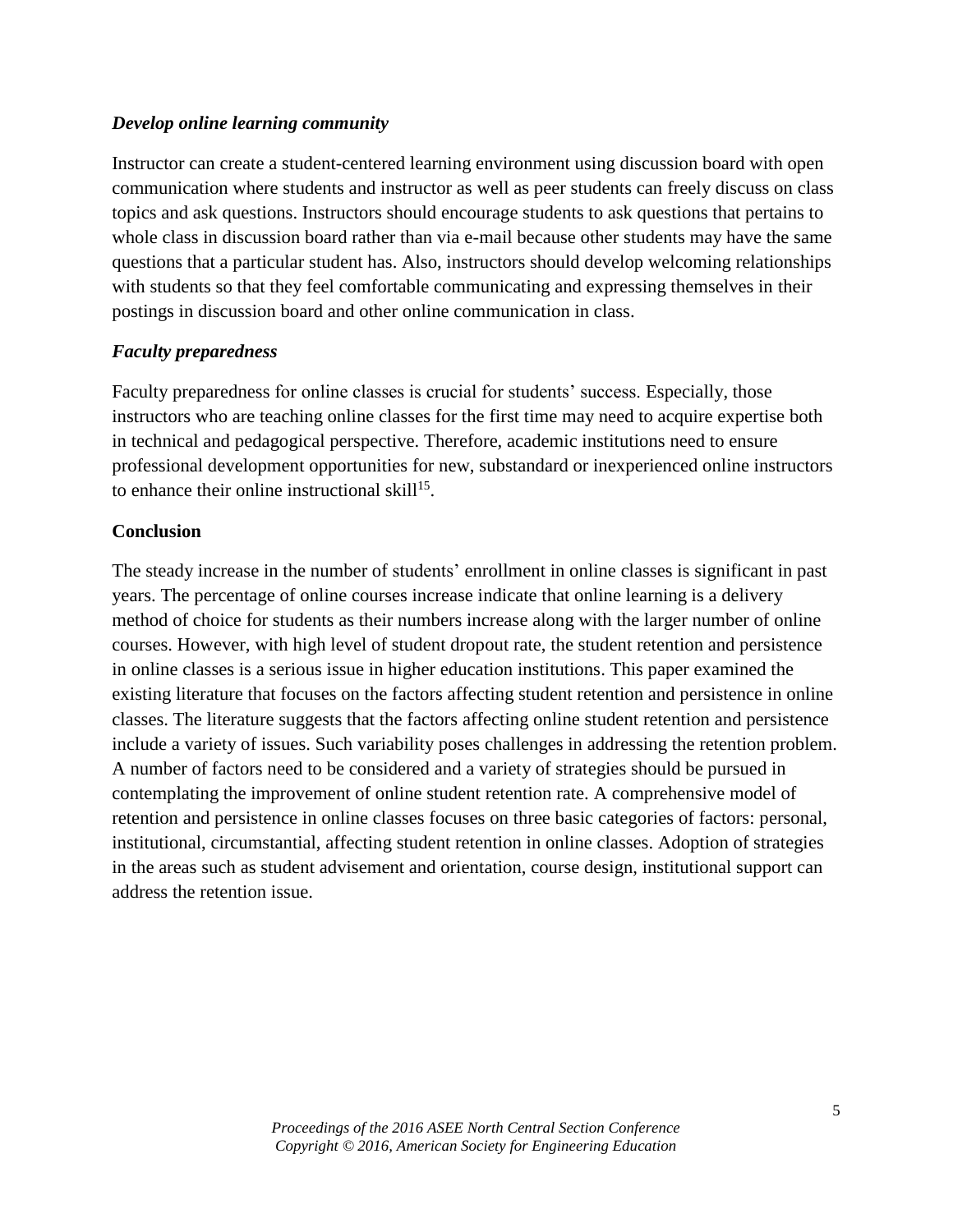### *Develop online learning community*

Instructor can create a student-centered learning environment using discussion board with open communication where students and instructor as well as peer students can freely discuss on class topics and ask questions. Instructors should encourage students to ask questions that pertains to whole class in discussion board rather than via e-mail because other students may have the same questions that a particular student has. Also, instructors should develop welcoming relationships with students so that they feel comfortable communicating and expressing themselves in their postings in discussion board and other online communication in class.

### *Faculty preparedness*

Faculty preparedness for online classes is crucial for students' success. Especially, those instructors who are teaching online classes for the first time may need to acquire expertise both in technical and pedagogical perspective. Therefore, academic institutions need to ensure professional development opportunities for new, substandard or inexperienced online instructors to enhance their online instructional skill[15].

## Conclusion

The steady increase in the number of students' enrollment in online classes is significant in past years. The percentage of online courses increase indicate that online learning is a delivery method of choice for students as their numbers increase along with the larger number of online courses. However, with high level of student dropout rate, the student retention and persistence in online classes is a serious issue in higher education institutions. This paper examined the existing literature that focuses on the factors affecting student retention and persistence in online classes. The literature suggests that the factors affecting online student retention and persistence include a variety of issues. Such variability poses challenges in addressing the retention problem. A number of factors need to be considered and a variety of strategies should be pursued in contemplating the improvement of online student retention rate. A comprehensive model of retention and persistence in online classes focuses on three basic categories of factors: personal, institutional, circumstantial, affecting student retention in online classes. Adoption of strategies in the areas such as student advisement and orientation, course design, institutional support can address the retention issue.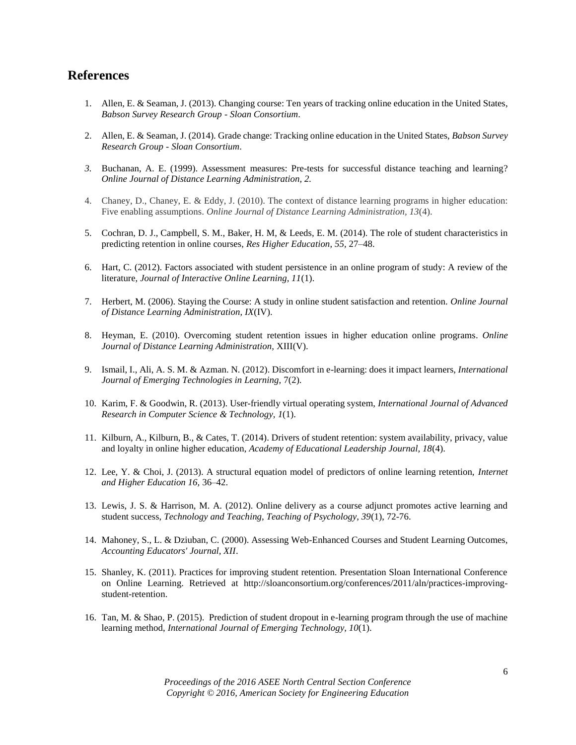## References

1. Allen, E. & Seaman, J. (2013). Changing course: Ten years of tracking online education in the United States, *Babson Survey Research Group - Sloan Consortium*.

2. Allen, E. & Seaman, J. (2014). Grade change: Tracking online education in the United States, *Babson Survey Research Group - Sloan Consortium*.

3. Buchanan, A. E. (1999). Assessment measures: Pre-tests for successful distance teaching and learning? *Online Journal of Distance Learning Administration, 2.*

4. Chaney, D., Chaney, E. & Eddy, J. (2010). The context of distance learning programs in higher education: Five enabling assumptions. *Online Journal of Distance Learning Administration, 13*(4).

5. Cochran, D. J., Campbell, S. M., Baker, H. M, & Leeds, E. M. (2014). The role of student characteristics in predicting retention in online courses, *Res Higher Education, 55,* 27–48.

6. Hart, C. (2012). Factors associated with student persistence in an online program of study: A review of the literature, *Journal of Interactive Online Learning, 11*(1).

7. Herbert, M. (2006). Staying the Course: A study in online student satisfaction and retention. *Online Journal of Distance Learning Administration, IX*(IV).

8. Heyman, E. (2010). Overcoming student retention issues in higher education online programs. *Online Journal of Distance Learning Administration,* XIII(V).

9. Ismail, I., Ali, A. S. M. & Azman. N. (2012). Discomfort in e-learning: does it impact learners, *International Journal of Emerging Technologies in Learning,* 7(2).

10. Karim, F. & Goodwin, R. (2013). User-friendly virtual operating system, *International Journal of Advanced Research in Computer Science & Technology, 1*(1).

11. Kilburn, A., Kilburn, B., & Cates, T. (2014). Drivers of student retention: system availability, privacy, value and loyalty in online higher education, *Academy of Educational Leadership Journal, 18*(4).

12. Lee, Y. & Choi, J. (2013). A structural equation model of predictors of online learning retention, *Internet and Higher Education 16,* 36–42.

13. Lewis, J. S. & Harrison, M. A. (2012). Online delivery as a course adjunct promotes active learning and student success, *Technology and Teaching, Teaching of Psychology, 39*(1), 72-76.

14. Mahoney, S., L. & Dziuban, C. (2000). Assessing Web-Enhanced Courses and Student Learning Outcomes, *Accounting Educators' Journal, XII*.

15. Shanley, K. (2011). Practices for improving student retention. Presentation Sloan International Conference on Online Learning. Retrieved at http://sloanconsortium.org/conferences/2011/aln/practices-improving-student-retention.

16. Tan, M. & Shao, P. (2015). Prediction of student dropout in e-learning program through the use of machine learning method, *International Journal of Emerging Technology, 10*(1).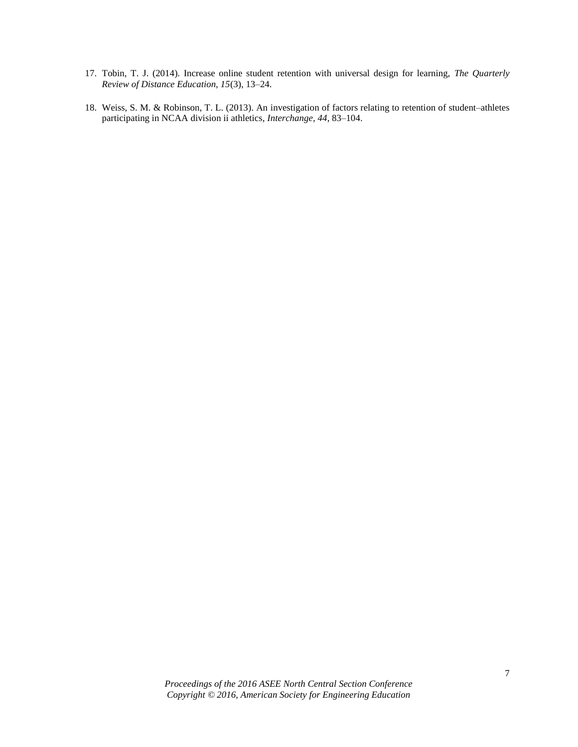17. Tobin, T. J. (2014). Increase online student retention with universal design for learning, *The Quarterly Review of Distance Education, 15*(3), 13–24.

18. Weiss, S. M. & Robinson, T. L. (2013). An investigation of factors relating to retention of student–athletes participating in NCAA division ii athletics, *Interchange, 44*, 83–104.